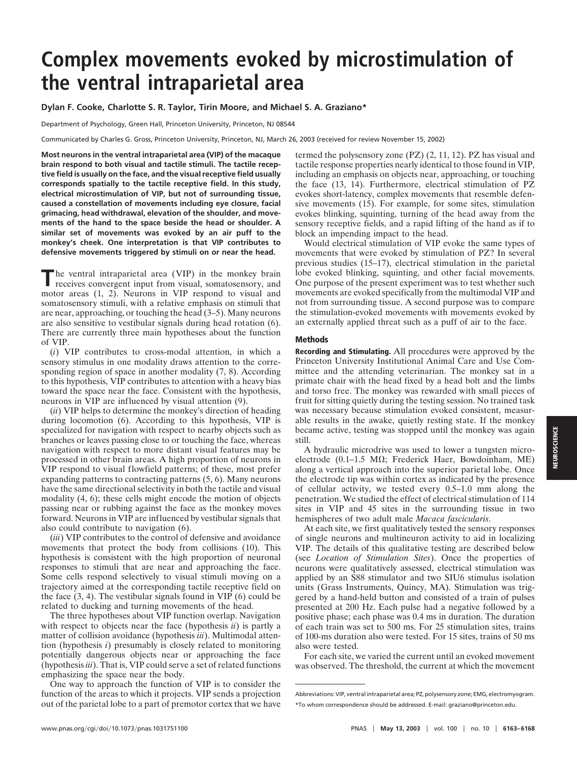# Complex movements evoked by microstimulation of the ventral intraparietal area

**Dylan F. Cooke, Charlotte S. R. Taylor, Tirin Moore, and Michael S. A. Graziano***

Department of Psychology, Green Hall, Princeton University, Princeton, NJ 08544

Communicated by Charles G. Gross, Princeton University, Princeton, NJ, March 26, 2003 (received for review November 15, 2002)

**Most neurons in the ventral intraparietal area (VIP) of the macaque brain respond to both visual and tactile stimuli. The tactile receptive field is usually on the face, and the visual receptive field usually corresponds spatially to the tactile receptive field. In this study, electrical microstimulation of VIP, but not of surrounding tissue, caused a constellation of movements including eye closure, facial grimacing, head withdrawal, elevation of the shoulder, and movements of the hand to the space beside the head or shoulder. A similar set of movements was evoked by an air puff to the monkey's cheek. One interpretation is that VIP contributes to defensive movements triggered by stimuli on or near the head.**

The ventral intraparietal area (VIP) in the monkey brain receives convergent input from visual, somatosensory, and motor areas (1, 2). Neurons in VIP respond to visual and somatosensory stimuli, with a relative emphasis on stimuli that are near, approaching, or touching the head (3–5). Many neurons are also sensitive to vestibular signals during head rotation (6). There are currently three main hypotheses about the function of VIP.

(*i*) VIP contributes to cross-modal attention, in which a sensory stimulus in one modality draws attention to the corresponding region of space in another modality (7, 8). According to this hypothesis, VIP contributes to attention with a heavy bias toward the space near the face. Consistent with the hypothesis, neurons in VIP are influenced by visual attention (9).

(*ii*) VIP helps to determine the monkey's direction of heading during locomotion (6). According to this hypothesis, VIP is specialized for navigation with respect to nearby objects such as branches or leaves passing close to or touching the face, whereas navigation with respect to more distant visual features may be processed in other brain areas. A high proportion of neurons in VIP respond to visual flowfield patterns; of these, most prefer expanding patterns to contracting patterns (5, 6). Many neurons have the same directional selectivity in both the tactile and visual modality (4, 6); these cells might encode the motion of objects passing near or rubbing against the face as the monkey moves forward. Neurons in VIP are influenced by vestibular signals that also could contribute to navigation (6).

(*iii*) VIP contributes to the control of defensive and avoidance movements that protect the body from collisions (10). This hypothesis is consistent with the high proportion of neuronal responses to stimuli that are near and approaching the face. Some cells respond selectively to visual stimuli moving on a trajectory aimed at the corresponding tactile receptive field on the face (3, 4). The vestibular signals found in VIP (6) could be related to ducking and turning movements of the head.

The three hypotheses about VIP function overlap. Navigation with respect to objects near the face (hypothesis *ii*) is partly a matter of collision avoidance (hypothesis *iii*). Multimodal attention (hypothesis *i*) presumably is closely related to monitoring potentially dangerous objects near or approaching the face (hypothesis *iii*). That is, VIP could serve a set of related functions emphasizing the space near the body.

One way to approach the function of VIP is to consider the function of the areas to which it projects. VIP sends a projection out of the parietal lobe to a part of premotor cortex that we have termed the polysensory zone (PZ) (2, 11, 12). PZ has visual and tactile response properties nearly identical to those found in VIP, including an emphasis on objects near, approaching, or touching the face (13, 14). Furthermore, electrical stimulation of PZ evokes short-latency, complex movements that resemble defensive movements (15). For example, for some sites, stimulation evokes blinking, squinting, turning of the head away from the sensory receptive fields, and a rapid lifting of the hand as if to block an impending impact to the head.

Would electrical stimulation of VIP evoke the same types of movements that were evoked by stimulation of PZ? In several previous studies (15–17), electrical stimulation in the parietal lobe evoked blinking, squinting, and other facial movements. One purpose of the present experiment was to test whether such movements are evoked specifically from the multimodal VIP and not from surrounding tissue. A second purpose was to compare the stimulation-evoked movements with movements evoked by an externally applied threat such as a puff of air to the face.

## Methods

**Recording and Stimulating.** All procedures were approved by the Princeton University Institutional Animal Care and Use Committee and the attending veterinarian. The monkey sat in a primate chair with the head fixed by a head bolt and the limbs and torso free. The monkey was rewarded with small pieces of fruit for sitting quietly during the testing session. No trained task was necessary because stimulation evoked consistent, measurable results in the awake, quietly resting state. If the monkey became active, testing was stopped until the monkey was again still.

A hydraulic microdrive was used to lower a tungsten microelectrode (0.1–1.5 MΩ; Frederick Haer, Bowdoinham, ME) along a vertical approach into the superior parietal lobe. Once the electrode tip was within cortex as indicated by the presence of cellular activity, we tested every 0.5–1.0 mm along the penetration. We studied the effect of electrical stimulation of 114 sites in VIP and 45 sites in the surrounding tissue in two hemispheres of two adult male *Macaca fascicularis*.

At each site, we first qualitatively tested the sensory responses of single neurons and multineuron activity to aid in localizing VIP. The details of this qualitative testing are described below (see *Location of Stimulation Sites*). Once the properties of neurons were qualitatively assessed, electrical stimulation was applied by an S88 stimulator and two SIU6 stimulus isolation units (Grass Instruments, Quincy, MA). Stimulation was triggered by a hand-held button and consisted of a train of pulses presented at 200 Hz. Each pulse had a negative followed by a positive phase; each phase was 0.4 ms in duration. The duration of each train was set to 500 ms. For 25 stimulation sites, trains of 100-ms duration also were tested. For 15 sites, trains of 50 ms also were tested.

For each site, we varied the current until an evoked movement was observed. The threshold, the current at which the movement

Abbreviations: VIP, ventral intraparietal area; PZ, polysensory zone; EMG, electromyogram.

*To whom correspondence should be addressed. E-mail: graziano@princeton.edu.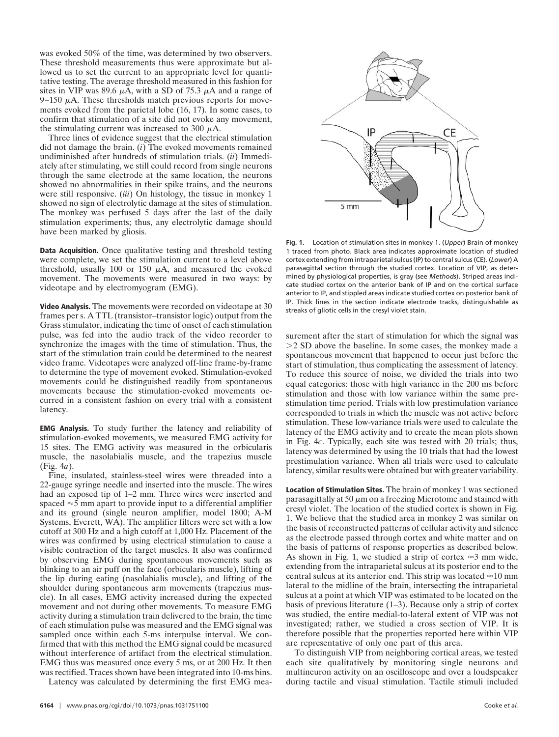was evoked 50% of the time, was determined by two observers. These threshold measurements thus were approximate but allowed us to set the current to an appropriate level for quantitative testing. The average threshold measured in this fashion for sites in VIP was 89.6 μA, with a SD of 75.3 μA and a range of 9–150 μA. These thresholds match previous reports for movements evoked from the parietal lobe (16, 17). In some cases, to confirm that stimulation of a site did not evoke any movement, the stimulating current was increased to 300 μA.

Three lines of evidence suggest that the electrical stimulation did not damage the brain. (*i*) The evoked movements remained undiminished after hundreds of stimulation trials. (*ii*) Immediately after stimulating, we still could record from single neurons through the same electrode at the same location, the neurons showed no abnormalities in their spike trains, and the neurons were still responsive. (*iii*) On histology, the tissue in monkey 1 showed no sign of electrolytic damage at the sites of stimulation. The monkey was perfused 5 days after the last of the daily stimulation experiments; thus, any electrolytic damage should have been marked by gliosis.

**Data Acquisition.** Once qualitative testing and threshold testing were complete, we set the stimulation current to a level above threshold, usually 100 or 150 μA, and measured the evoked movement. The movements were measured in two ways: by videotape and by electromyogram (EMG).

**Video Analysis.** The movements were recorded on videotape at 30 frames per s. A TTL (transistor–transistor logic) output from the Grass stimulator, indicating the time of onset of each stimulation pulse, was fed into the audio track of the video recorder to synchronize the images with the time of stimulation. Thus, the start of the stimulation train could be determined to the nearest video frame. Videotapes were analyzed off-line frame-by-frame to determine the type of movement evoked. Stimulation-evoked movements could be distinguished readily from spontaneous movements because the stimulation-evoked movements occurred in a consistent fashion on every trial with a consistent latency.

**EMG Analysis.** To study further the latency and reliability of stimulation-evoked movements, we measured EMG activity for 15 sites. The EMG activity was measured in the orbicularis muscle, the nasolabialis muscle, and the trapezius muscle (Fig. 4*a*).

Fine, insulated, stainless-steel wires were threaded into a 22-gauge syringe needle and inserted into the muscle. The wires had an exposed tip of 1–2 mm. Three wires were inserted and spaced ≈5 mm apart to provide input to a differential amplifier and its ground (single neuron amplifier, model 1800; A-M Systems, Everett, WA). The amplifier filters were set with a low cutoff at 300 Hz and a high cutoff at 1,000 Hz. Placement of the wires was confirmed by using electrical stimulation to cause a visible contraction of the target muscles. It also was confirmed by observing EMG during spontaneous movements such as blinking to an air puff on the face (orbicularis muscle), lifting of the lip during eating (nasolabialis muscle), and lifting of the shoulder during spontaneous arm movements (trapezius muscle). In all cases, EMG activity increased during the expected movement and not during other movements. To measure EMG activity during a stimulation train delivered to the brain, the time of each stimulation pulse was measured and the EMG signal was sampled once within each 5-ms interpulse interval. We confirmed that with this method the EMG signal could be measured without interference of artifact from the electrical stimulation. EMG thus was measured once every 5 ms, or at 200 Hz. It then was rectified. Traces shown have been integrated into 10-ms bins.

Latency was calculated by determining the first EMG measurement after the start of stimulation for which the signal was >2 SD above the baseline. In some cases, the monkey made a spontaneous movement that happened to occur just before the start of stimulation, thus complicating the assessment of latency. To reduce this source of noise, we divided the trials into two equal categories: those with high variance in the 200 ms before stimulation and those with low variance within the same prestimulation time period. Trials with low prestimulation variance corresponded to trials in which the muscle was not active before stimulation. These low-variance trials were used to calculate the latency of the EMG activity and to create the mean plots shown in Fig. 4*c*. Typically, each site was tested with 20 trials; thus, latency was determined by using the 10 trials that had the lowest prestimulation variance. When all trials were used to calculate latency, similar results were obtained but with greater variability.

**Fig. 1.** Location of stimulation sites in monkey 1. (*Upper*) Brain of monkey 1 traced from photo. Black area indicates approximate location of studied cortex extending from intraparietal sulcus (IP) to central sulcus (CE). (*Lower*) A parasagittal section through the studied cortex. Location of VIP, as determined by physiological properties, is gray (see *Methods*). Striped areas indicate studied cortex on the anterior bank of IP and on the cortical surface anterior to IP, and stippled areas indicate studied cortex on posterior bank of IP. Thick lines in the section indicate electrode tracks, distinguishable as streaks of gliotic cells in the cresyl violet stain.

**Location of Stimulation Sites.** The brain of monkey 1 was sectioned parasagittally at 50 μm on a freezing Microtome and stained with cresyl violet. The location of the studied cortex is shown in Fig. 1. We believe that the studied area in monkey 2 was similar on the basis of reconstructed patterns of cellular activity and silence as the electrode passed through cortex and white matter and on the basis of patterns of response properties as described below. As shown in Fig. 1, we studied a strip of cortex ≈3 mm wide, extending from the intraparietal sulcus at its posterior end to the central sulcus at its anterior end. This strip was located ≈10 mm lateral to the midline of the brain, intersecting the intraparietal sulcus at a point at which VIP was estimated to be located on the basis of previous literature (1–3). Because only a strip of cortex was studied, the entire medial-to-lateral extent of VIP was not investigated; rather, we studied a cross section of VIP. It is therefore possible that the properties reported here within VIP are representative of only one part of this area.

To distinguish VIP from neighboring cortical areas, we tested each site qualitatively by monitoring single neurons and multineuron activity on an oscilloscope and over a loudspeaker during tactile and visual stimulation. Tactile stimuli included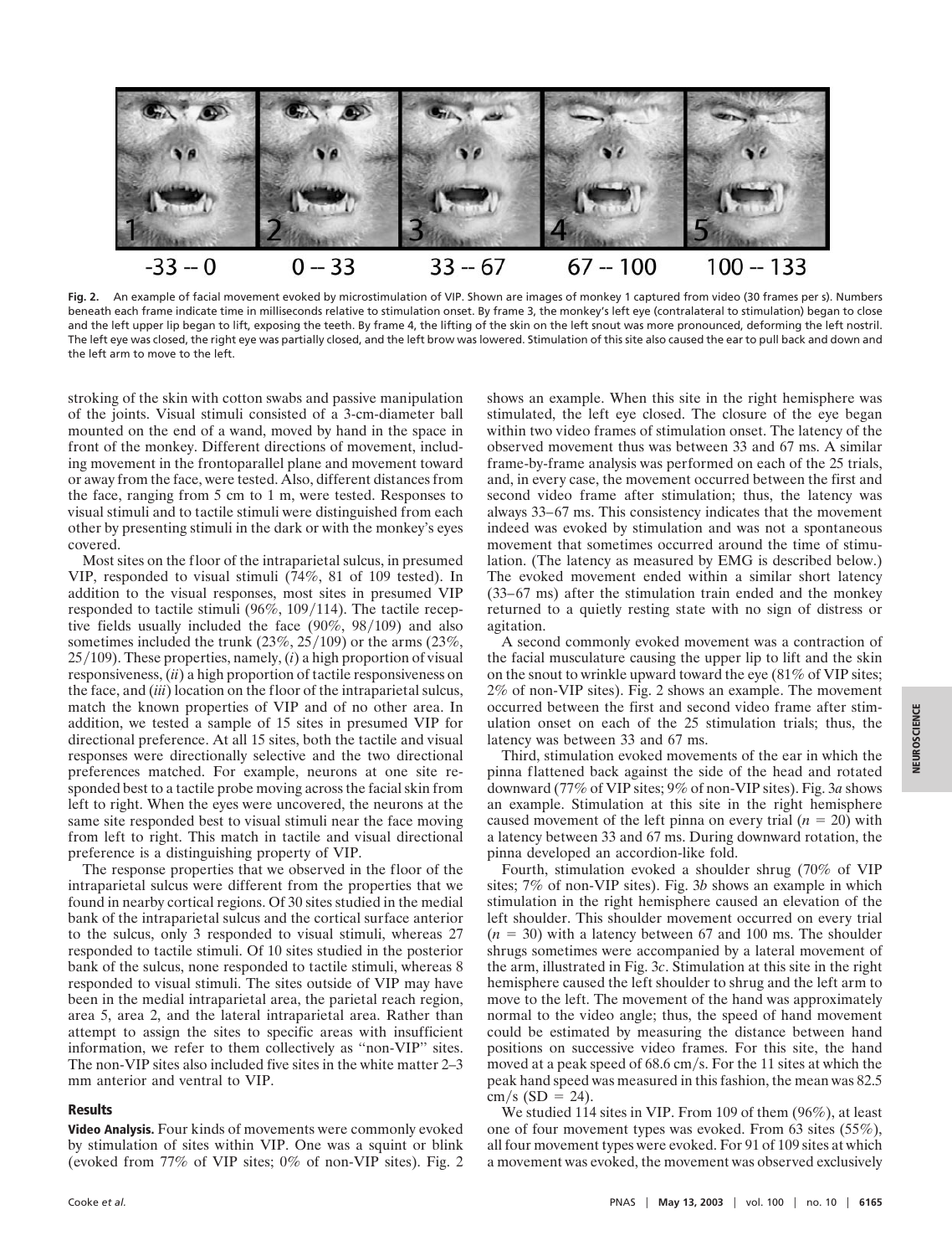-33 -- 0 0 -- 33 33 -- 67 67 -- 100 100 -- 133

**Fig. 2.** An example of facial movement evoked by microstimulation of VIP. Shown are images of monkey 1 captured from video (30 frames per s). Numbers beneath each frame indicate time in milliseconds relative to stimulation onset. By frame 3, the monkey's left eye (contralateral to stimulation) began to close and the left upper lip began to lift, exposing the teeth. By frame 4, the lifting of the skin on the left snout was more pronounced, deforming the left nostril. The left eye was closed, the right eye was partially closed, and the left brow was lowered. Stimulation of this site also caused the ear to pull back and down and the left arm to move to the left.

stroking of the skin with cotton swabs and passive manipulation of the joints. Visual stimuli consisted of a 3-cm-diameter ball mounted on the end of a wand, moved by hand in the space in front of the monkey. Different directions of movement, including movement in the frontoparallel plane and movement toward or away from the face, were tested. Also, different distances from the face, ranging from 5 cm to 1 m, were tested. Responses to visual stimuli and to tactile stimuli were distinguished from each other by presenting stimuli in the dark or with the monkey's eyes covered.

Most sites on the floor of the intraparietal sulcus, in presumed VIP, responded to visual stimuli (74%, 81 of 109 tested). In addition to the visual responses, most sites in presumed VIP responded to tactile stimuli (96%, 109/114). The tactile receptive fields usually included the face (90%, 98/109) and also sometimes included the trunk (23%, 25/109) or the arms (23%, 25/109). These properties, namely, (*i*) a high proportion of visual responsiveness, (*ii*) a high proportion of tactile responsiveness on the face, and (*iii*) location on the floor of the intraparietal sulcus, match the known properties of VIP and of no other area. In addition, we tested a sample of 15 sites in presumed VIP for directional preference. At all 15 sites, both the tactile and visual responses were directionally selective and the two directional preferences matched. For example, neurons at one site responded best to a tactile probe moving across the facial skin from left to right. When the eyes were uncovered, the neurons at the same site responded best to visual stimuli near the face moving from left to right. This match in tactile and visual directional preference is a distinguishing property of VIP.

The response properties that we observed in the floor of the intraparietal sulcus were different from the properties that we found in nearby cortical regions. Of 30 sites studied in the medial bank of the intraparietal sulcus and the cortical surface anterior to the sulcus, only 3 responded to visual stimuli, whereas 27 responded to tactile stimuli. Of 10 sites studied in the posterior bank of the sulcus, none responded to tactile stimuli, whereas 8 responded to visual stimuli. The sites outside of VIP may have been in the medial intraparietal area, the parietal reach region, area 5, area 2, and the lateral intraparietal area. Rather than attempt to assign the sites to specific areas with insufficient information, we refer to them collectively as "non-VIP" sites. The non-VIP sites also included five sites in the white matter 2–3 mm anterior and ventral to VIP.

## Results

**Video Analysis.** Four kinds of movements were commonly evoked by stimulation of sites within VIP. One was a squint or blink (evoked from 77% of VIP sites; 0% of non-VIP sites). Fig. 2 shows an example. When this site in the right hemisphere was stimulated, the left eye closed. The closure of the eye began within two video frames of stimulation onset. The latency of the observed movement thus was between 33 and 67 ms. A similar frame-by-frame analysis was performed on each of the 25 trials, and, in every case, the movement occurred between the first and second video frame after stimulation; thus, the latency was always 33–67 ms. This consistency indicates that the movement indeed was evoked by stimulation and was not a spontaneous movement that sometimes occurred around the time of stimulation. (The latency as measured by EMG is described below.) The evoked movement ended within a similar short latency (33–67 ms) after the stimulation train ended and the monkey returned to a quietly resting state with no sign of distress or agitation.

A second commonly evoked movement was a contraction of the facial musculature causing the upper lip to lift and the skin on the snout to wrinkle upward toward the eye (81% of VIP sites; 2% of non-VIP sites). Fig. 2 shows an example. The movement occurred between the first and second video frame after stimulation onset on each of the 25 stimulation trials; thus, the latency was between 33 and 67 ms.

Third, stimulation evoked movements of the ear in which the pinna flattened back against the side of the head and rotated downward (77% of VIP sites; 9% of non-VIP sites). Fig. 3*a* shows an example. Stimulation at this site in the right hemisphere caused movement of the left pinna on every trial ($n = 20$) with a latency between 33 and 67 ms. During downward rotation, the pinna developed an accordion-like fold.

Fourth, stimulation evoked a shoulder shrug (70% of VIP sites; 7% of non-VIP sites). Fig. 3*b* shows an example in which stimulation in the right hemisphere caused an elevation of the left shoulder. This shoulder movement occurred on every trial ($n = 30$) with a latency between 67 and 100 ms. The shoulder shrugs sometimes were accompanied by a lateral movement of the arm, illustrated in Fig. 3*c*. Stimulation at this site in the right hemisphere caused the left shoulder to shrug and the left arm to move to the left. The movement of the hand was approximately normal to the video angle; thus, the speed of hand movement could be estimated by measuring the distance between hand positions on successive video frames. For this site, the hand moved at a peak speed of 68.6 cm/s. For the 11 sites at which the peak hand speed was measured in this fashion, the mean was 82.5 cm/s (SD = 24).

We studied 114 sites in VIP. From 109 of them (96%), at least one of four movement types was evoked. From 63 sites (55%), all four movement types were evoked. For 91 of 109 sites at which a movement was evoked, the movement was observed exclusively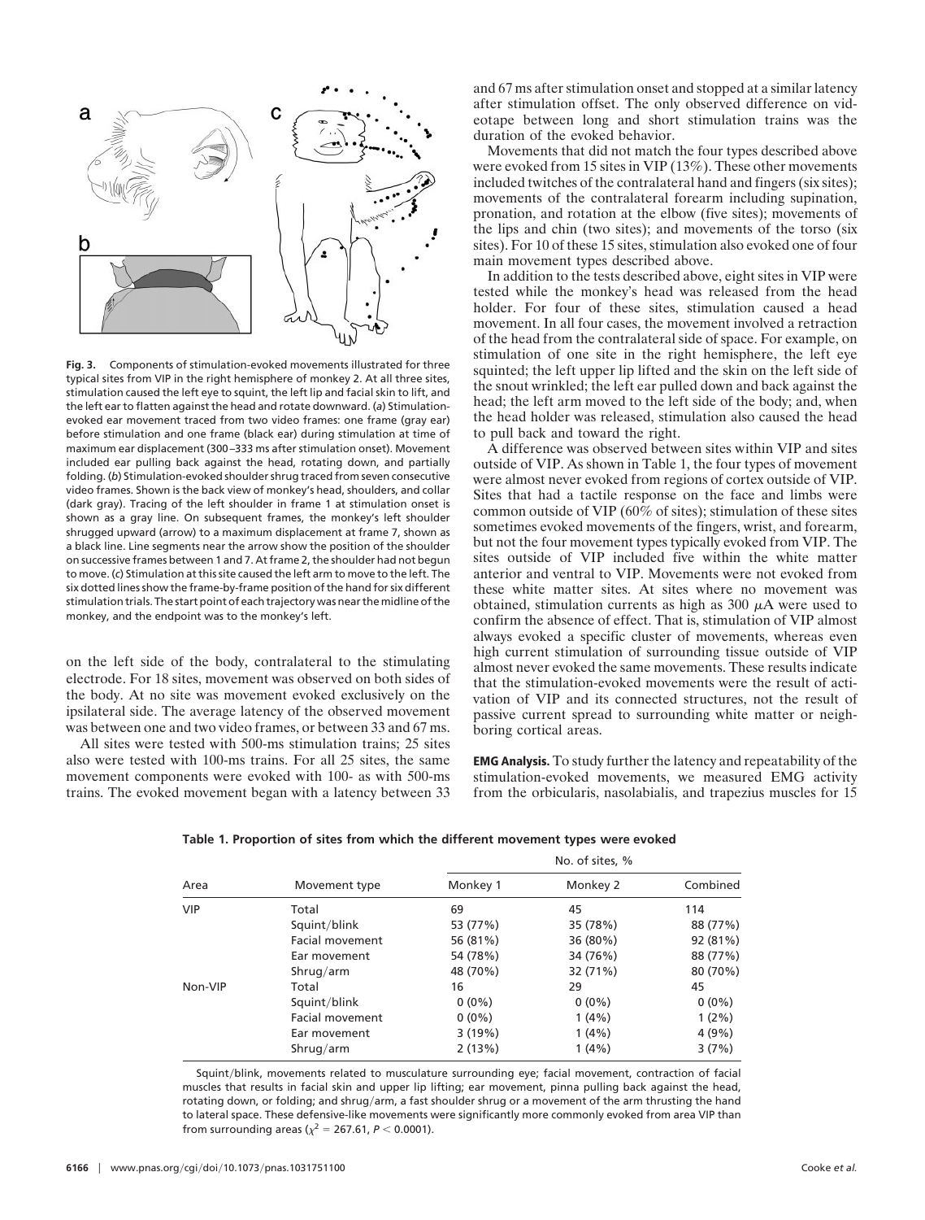**Fig. 3.** Components of stimulation-evoked movements illustrated for three typical sites from VIP in the right hemisphere of monkey 2. At all three sites, stimulation caused the left eye to squint, the left lip and facial skin to lift, and the left ear to flatten against the head and rotate downward. (*a*) Stimulation-evoked ear movement traced from two video frames: one frame (gray ear) before stimulation and one frame (black ear) during stimulation at time of maximum ear displacement (300–333 ms after stimulation onset). Movement included ear pulling back against the head, rotating down, and partially folding. (*b*) Stimulation-evoked shoulder shrug traced from seven consecutive video frames. Shown is the back view of monkey's head, shoulders, and collar (dark gray). Tracing of the left shoulder in frame 1 at stimulation onset is shown as a gray line. On subsequent frames, the monkey's left shoulder shrugged upward (arrow) to a maximum displacement at frame 7, shown as a black line. Line segments near the arrow show the position of the shoulder on successive frames between 1 and 7. At frame 2, the shoulder had not begun to move. (*c*) Stimulation at this site caused the left arm to move to the left. The six dotted lines show the frame-by-frame position of the hand for six different stimulation trials. The start point of each trajectory was near the midline of the monkey, and the endpoint was to the monkey's left.

on the left side of the body, contralateral to the stimulating electrode. For 18 sites, movement was observed on both sides of the body. At no site was movement evoked exclusively on the ipsilateral side. The average latency of the observed movement was between one and two video frames, or between 33 and 67 ms.

All sites were tested with 500-ms stimulation trains; 25 sites also were tested with 100-ms trains. For all 25 sites, the same movement components were evoked with 100- as with 500-ms trains. The evoked movement began with a latency between 33 and 67 ms after stimulation onset and stopped at a similar latency after stimulation offset. The only observed difference on videotape between long and short stimulation trains was the duration of the evoked behavior.

Movements that did not match the four types described above were evoked from 15 sites in VIP (13%). These other movements included twitches of the contralateral hand and fingers (six sites); movements of the contralateral forearm including supination, pronation, and rotation at the elbow (five sites); movements of the lips and chin (two sites); and movements of the torso (six sites). For 10 of these 15 sites, stimulation also evoked one of four main movement types described above.

In addition to the tests described above, eight sites in VIP were tested while the monkey's head was released from the head holder. For four of these sites, stimulation caused a head movement. In all four cases, the movement involved a retraction of the head from the contralateral side of space. For example, on stimulation of one site in the right hemisphere, the left eye squinted; the left upper lip lifted and the skin on the left side of the snout wrinkled; the left ear pulled down and back against the head; the left arm moved to the left side of the body; and, when the head holder was released, stimulation also caused the head to pull back and toward the right.

A difference was observed between sites within VIP and sites outside of VIP. As shown in Table 1, the four types of movement were almost never evoked from regions of cortex outside of VIP. Sites that had a tactile response on the face and limbs were common outside of VIP (60% of sites); stimulation of these sites sometimes evoked movements of the fingers, wrist, and forearm, but not the four movement types typically evoked from VIP. The sites outside of VIP included five within the white matter anterior and ventral to VIP. Movements were not evoked from these white matter sites. At sites where no movement was obtained, stimulation currents as high as 300 $\mu$A were used to confirm the absence of effect. That is, stimulation of VIP almost always evoked a specific cluster of movements, whereas even high current stimulation of surrounding tissue outside of VIP almost never evoked the same movements. These results indicate that the stimulation-evoked movements were the result of activation of VIP and its connected structures, not the result of passive current spread to surrounding white matter or neighboring cortical areas.

**EMG Analysis.** To study further the latency and repeatability of the stimulation-evoked movements, we measured EMG activity from the orbicularis, nasolabialis, and trapezius muscles for 15

**Table 1. Proportion of sites from which the different movement types were evoked**

| Area | Movement type | No. of sites, % | | |
|---|---|---|---|---|
| | | Monkey 1 | Monkey 2 | Combined |
| VIP | Total | 69 | 45 | 114 |
| | Squint/blink | 53 (77%) | 35 (78%) | 88 (77%) |
| | Facial movement | 56 (81%) | 36 (80%) | 92 (81%) |
| | Ear movement | 54 (78%) | 34 (76%) | 88 (77%) |
| | Shrug/arm | 48 (70%) | 32 (71%) | 80 (70%) |
| Non-VIP | Total | 16 | 29 | 45 |
| | Squint/blink | 0 (0%) | 0 (0%) | 0 (0%) |
| | Facial movement | 0 (0%) | 1 (4%) | 1 (2%) |
| | Ear movement | 3 (19%) | 1 (4%) | 4 (9%) |
| | Shrug/arm | 2 (13%) | 1 (4%) | 3 (7%) |

Squint/blink, movements related to musculature surrounding eye; facial movement, contraction of facial muscles that results in facial skin and upper lip lifting; ear movement, pinna pulling back against the head, rotating down, or folding; and shrug/arm, a fast shoulder shrug or a movement of the arm thrusting the hand to lateral space. These defensive-like movements were significantly more commonly evoked from area VIP than from surrounding areas ($\chi^2 = 267.61$, $P < 0.0001$).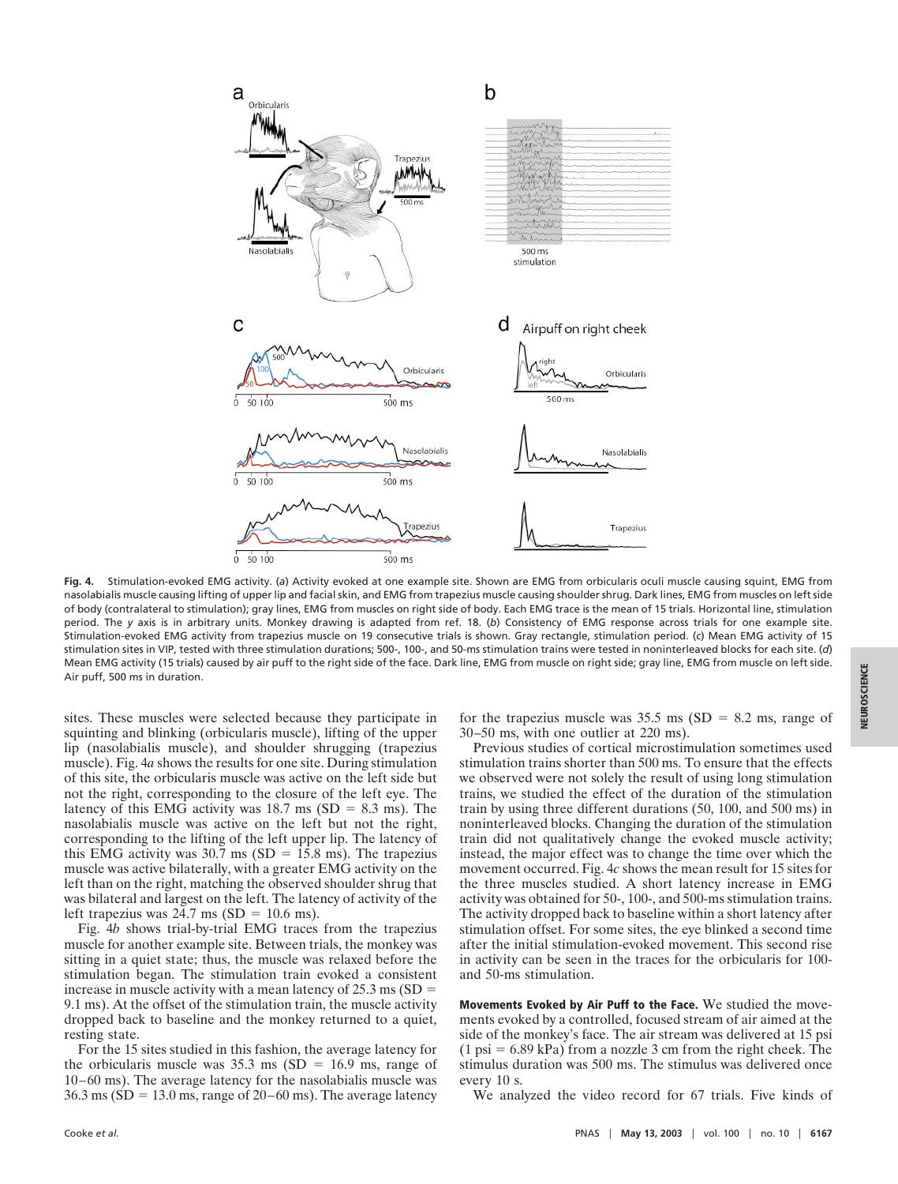**Fig. 4.** Stimulation-evoked EMG activity. (*a*) Activity evoked at one example site. Shown are EMG from orbicularis oculi muscle causing squint, EMG from nasolabialis muscle causing lifting of upper lip and facial skin, and EMG from trapezius muscle causing shoulder shrug. Dark lines, EMG from muscles on left side of body (contralateral to stimulation); gray lines, EMG from muscles on right side of body. Each EMG trace is the mean of 15 trials. Horizontal line, stimulation period. The *y* axis is in arbitrary units. Monkey drawing is adapted from ref. 18. (*b*) Consistency of EMG response across trials for one example site. Stimulation-evoked EMG activity from trapezius muscle on 19 consecutive trials is shown. Gray rectangle, stimulation period. (*c*) Mean EMG activity of 15 stimulation sites in VIP, tested with three stimulation durations; 500-, 100-, and 50-ms stimulation trains were tested in noninterleaved blocks for each site. (*d*) Mean EMG activity (15 trials) caused by air puff to the right side of the face. Dark line, EMG from muscle on right side; gray line, EMG from muscle on left side. Air puff, 500 ms in duration.

sites. These muscles were selected because they participate in squinting and blinking (orbicularis muscle), lifting of the upper lip (nasolabialis muscle), and shoulder shrugging (trapezius muscle). Fig. 4*a* shows the results for one site. During stimulation of this site, the orbicularis muscle was active on the left side but not the right, corresponding to the closure of the left eye. The latency of this EMG activity was 18.7 ms (SD = 8.3 ms). The nasolabialis muscle was active on the left but not the right, corresponding to the lifting of the left upper lip. The latency of this EMG activity was 30.7 ms (SD = 15.8 ms). The trapezius muscle was active bilaterally, with a greater EMG activity on the left than on the right, matching the observed shoulder shrug that was bilateral and largest on the left. The latency of activity of the left trapezius was 24.7 ms (SD = 10.6 ms).

Fig. 4*b* shows trial-by-trial EMG traces from the trapezius muscle for another example site. Between trials, the monkey was sitting in a quiet state; thus, the muscle was relaxed before the stimulation began. The stimulation train evoked a consistent increase in muscle activity with a mean latency of 25.3 ms (SD = 9.1 ms). At the offset of the stimulation train, the muscle activity dropped back to baseline and the monkey returned to a quiet, resting state.

For the 15 sites studied in this fashion, the average latency for the orbicularis muscle was 35.3 ms (SD = 16.9 ms, range of 10–60 ms). The average latency for the nasolabialis muscle was 36.3 ms (SD = 13.0 ms, range of 20–60 ms). The average latency for the trapezius muscle was 35.5 ms (SD = 8.2 ms, range of 30–50 ms, with one outlier at 220 ms).

Previous studies of cortical microstimulation sometimes used stimulation trains shorter than 500 ms. To ensure that the effects we observed were not solely the result of using long stimulation trains, we studied the effect of the duration of the stimulation train by using three different durations (50, 100, and 500 ms) in noninterleaved blocks. Changing the duration of the stimulation train did not qualitatively change the evoked muscle activity; instead, the major effect was to change the time over which the movement occurred. Fig. 4*c* shows the mean result for 15 sites for the three muscles studied. A short latency increase in EMG activity was obtained for 50-, 100-, and 500-ms stimulation trains. The activity dropped back to baseline within a short latency after stimulation offset. For some sites, the eye blinked a second time after the initial stimulation-evoked movement. This second rise in activity can be seen in the traces for the orbicularis for 100- and 50-ms stimulation.

**Movements Evoked by Air Puff to the Face.** We studied the movements evoked by a controlled, focused stream of air aimed at the side of the monkey's face. The air stream was delivered at 15 psi (1 psi = 6.89 kPa) from a nozzle 3 cm from the right cheek. The stimulus duration was 500 ms. The stimulus was delivered once every 10 s.

We analyzed the video record for 67 trials. Five kinds of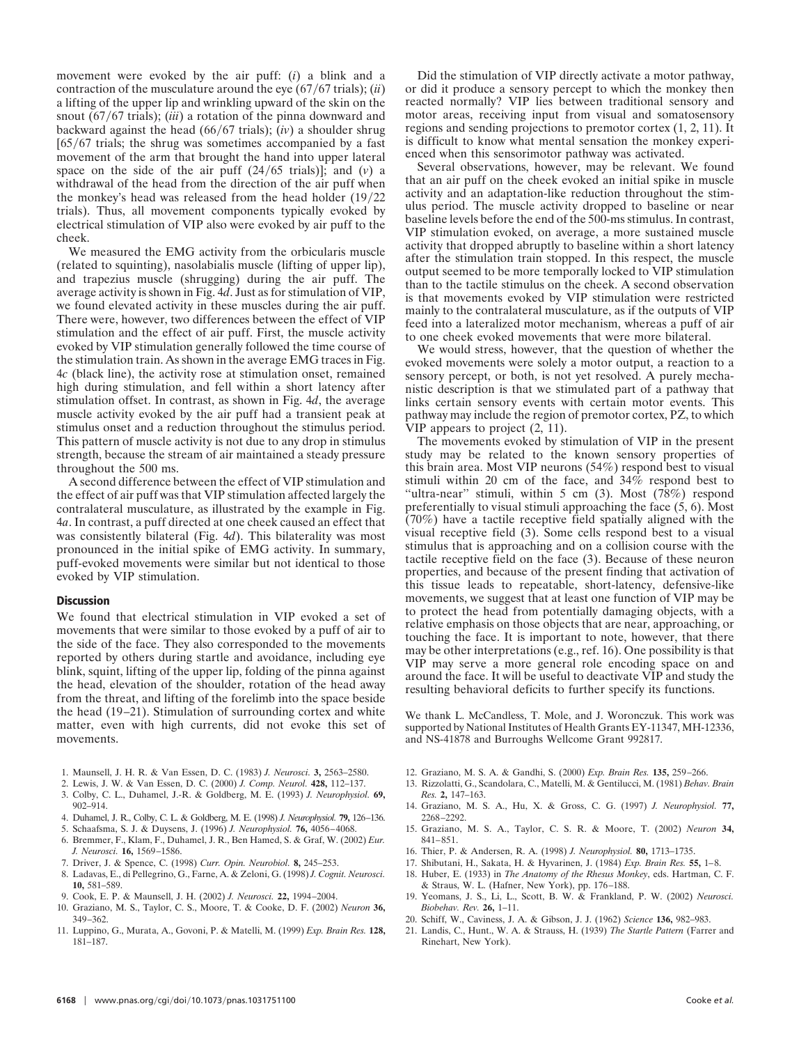movement were evoked by the air puff: (*i*) a blink and a contraction of the musculature around the eye (67/67 trials); (*ii*) a lifting of the upper lip and wrinkling upward of the skin on the snout (67/67 trials); (*iii*) a rotation of the pinna downward and backward against the head (66/67 trials); (*iv*) a shoulder shrug [65/67 trials; the shrug was sometimes accompanied by a fast movement of the arm that brought the hand into upper lateral space on the side of the air puff (24/65 trials)]; and (*v*) a withdrawal of the head from the direction of the air puff when the monkey's head was released from the head holder (19/22 trials). Thus, all movement components typically evoked by electrical stimulation of VIP also were evoked by air puff to the cheek.

We measured the EMG activity from the orbicularis muscle (related to squinting), nasolabialis muscle (lifting of upper lip), and trapezius muscle (shrugging) during the air puff. The average activity is shown in Fig. 4*d*. Just as for stimulation of VIP, we found elevated activity in these muscles during the air puff. There were, however, two differences between the effect of VIP stimulation and the effect of air puff. First, the muscle activity evoked by VIP stimulation generally followed the time course of the stimulation train. As shown in the average EMG traces in Fig. 4*c* (black line), the activity rose at stimulation onset, remained high during stimulation, and fell within a short latency after stimulation offset. In contrast, as shown in Fig. 4*d*, the average muscle activity evoked by the air puff had a transient peak at stimulus onset and a reduction throughout the stimulus period. This pattern of muscle activity is not due to any drop in stimulus strength, because the stream of air maintained a steady pressure throughout the 500 ms.

A second difference between the effect of VIP stimulation and the effect of air puff was that VIP stimulation affected largely the contralateral musculature, as illustrated by the example in Fig. 4*a*. In contrast, a puff directed at one cheek caused an effect that was consistently bilateral (Fig. 4*d*). This bilaterality was most pronounced in the initial spike of EMG activity. In summary, puff-evoked movements were similar but not identical to those evoked by VIP stimulation.

## Discussion

We found that electrical stimulation in VIP evoked a set of movements that were similar to those evoked by a puff of air to the side of the face. They also corresponded to the movements reported by others during startle and avoidance, including eye blink, squint, lifting of the upper lip, folding of the pinna against the head, elevation of the shoulder, rotation of the head away from the threat, and lifting of the forelimb into the space beside the head (19–21). Stimulation of surrounding cortex and white matter, even with high currents, did not evoke this set of movements.

Did the stimulation of VIP directly activate a motor pathway, or did it produce a sensory percept to which the monkey then reacted normally? VIP lies between traditional sensory and motor areas, receiving input from visual and somatosensory regions and sending projections to premotor cortex (1, 2, 11). It is difficult to know what mental sensation the monkey experienced when this sensorimotor pathway was activated.

Several observations, however, may be relevant. We found that an air puff on the cheek evoked an initial spike in muscle activity and an adaptation-like reduction throughout the stimulus period. The muscle activity dropped to baseline or near baseline levels before the end of the 500-ms stimulus. In contrast, VIP stimulation evoked, on average, a more sustained muscle activity that dropped abruptly to baseline within a short latency after the stimulation train stopped. In this respect, the muscle output seemed to be more temporally locked to VIP stimulation than to the tactile stimulus on the cheek. A second observation is that movements evoked by VIP stimulation were restricted mainly to the contralateral musculature, as if the outputs of VIP feed into a lateralized motor mechanism, whereas a puff of air to one cheek evoked movements that were more bilateral.

We would stress, however, that the question of whether the evoked movements were solely a motor output, a reaction to a sensory percept, or both, is not yet resolved. A purely mechanistic description is that we stimulated part of a pathway that links certain sensory events with certain motor events. This pathway may include the region of premotor cortex, PZ, to which VIP appears to project (2, 11).

The movements evoked by stimulation of VIP in the present study may be related to the known sensory properties of this brain area. Most VIP neurons (54%) respond best to visual stimuli within 20 cm of the face, and 34% respond best to "ultra-near" stimuli, within 5 cm (3). Most (78%) respond preferentially to visual stimuli approaching the face (5, 6). Most (70%) have a tactile receptive field spatially aligned with the visual receptive field (3). Some cells respond best to a visual stimulus that is approaching and on a collision course with the tactile receptive field on the face (3). Because of these neuron properties, and because of the present finding that activation of this tissue leads to repeatable, short-latency, defensive-like movements, we suggest that at least one function of VIP may be to protect the head from potentially damaging objects, with a relative emphasis on those objects that are near, approaching, or touching the face. It is important to note, however, that there may be other interpretations (e.g., ref. 16). One possibility is that VIP may serve a more general role encoding space on and around the face. It will be useful to deactivate VIP and study the resulting behavioral deficits to further specify its functions.

We thank L. McCandless, T. Mole, and J. Woronczuk. This work was supported by National Institutes of Health Grants EY-11347, MH-12336, and NS-41878 and Burroughs Wellcome Grant 992817.

1. Maunsell, J. H. R. & Van Essen, D. C. (1983) *J. Neurosci.* **3,** 2563–2580.
2. Lewis, J. W. & Van Essen, D. C. (2000) *J. Comp. Neurol.* **428,** 112–137.
3. Colby, C. L., Duhamel, J.-R. & Goldberg, M. E. (1993) *J. Neurophysiol.* **69,** 902–914.
4. Duhamel, J. R., Colby, C. L. & Goldberg, M. E. (1998) *J. Neurophysiol.* **79,** 126–136.
5. Schaafsma, S. J. & Duysens, J. (1996) *J. Neurophysiol.* **76,** 4056–4068.
6. Bremmer, F., Klam, F., Duhamel, J. R., Ben Hamed, S. & Graf, W. (2002) *Eur. J. Neurosci.* **16,** 1569–1586.
7. Driver, J. & Spence, C. (1998) *Curr. Opin. Neurobiol.* **8,** 245–253.
8. Ladavas, E., di Pellegrino, G., Farne, A. & Zeloni, G. (1998) *J. Cognit. Neurosci.* **10,** 581–589.
9. Cook, E. P. & Maunsell, J. H. (2002) *J. Neurosci.* **22,** 1994–2004.
10. Graziano, M. S., Taylor, C. S., Moore, T. & Cooke, D. F. (2002) *Neuron* **36,** 349–362.
11. Luppino, G., Murata, A., Govoni, P. & Matelli, M. (1999) *Exp. Brain Res.* **128,** 181–187.
12. Graziano, M. S. A. & Gandhi, S. (2000) *Exp. Brain Res.* **135,** 259–266.
13. Rizzolatti, G., Scandolara, C., Matelli, M. & Gentilucci, M. (1981) *Behav. Brain Res.* **2,** 147–163.
14. Graziano, M. S. A., Hu, X. & Gross, C. G. (1997) *J. Neurophysiol.* **77,** 2268–2292.
15. Graziano, M. S. A., Taylor, C. S. R. & Moore, T. (2002) *Neuron* **34,** 841–851.
16. Thier, P. & Andersen, R. A. (1998) *J. Neurophysiol.* **80,** 1713–1735.
17. Shibutani, H., Sakata, H. & Hyvarinen, J. (1984) *Exp. Brain Res.* **55,** 1–8.
18. Huber, E. (1933) in *The Anatomy of the Rhesus Monkey*, eds. Hartman, C. F. & Straus, W. L. (Hafner, New York), pp. 176–188.
19. Yeomans, J. S., Li, L., Scott, B. W. & Frankland, P. W. (2002) *Neurosci. Biobehav. Rev.* **26,** 1–11.
20. Schiff, W., Caviness, J. A. & Gibson, J. J. (1962) *Science* **136,** 982–983.
21. Landis, C., Hunt., W. A. & Strauss, H. (1939) *The Startle Pattern* (Farrer and Rinehart, New York).